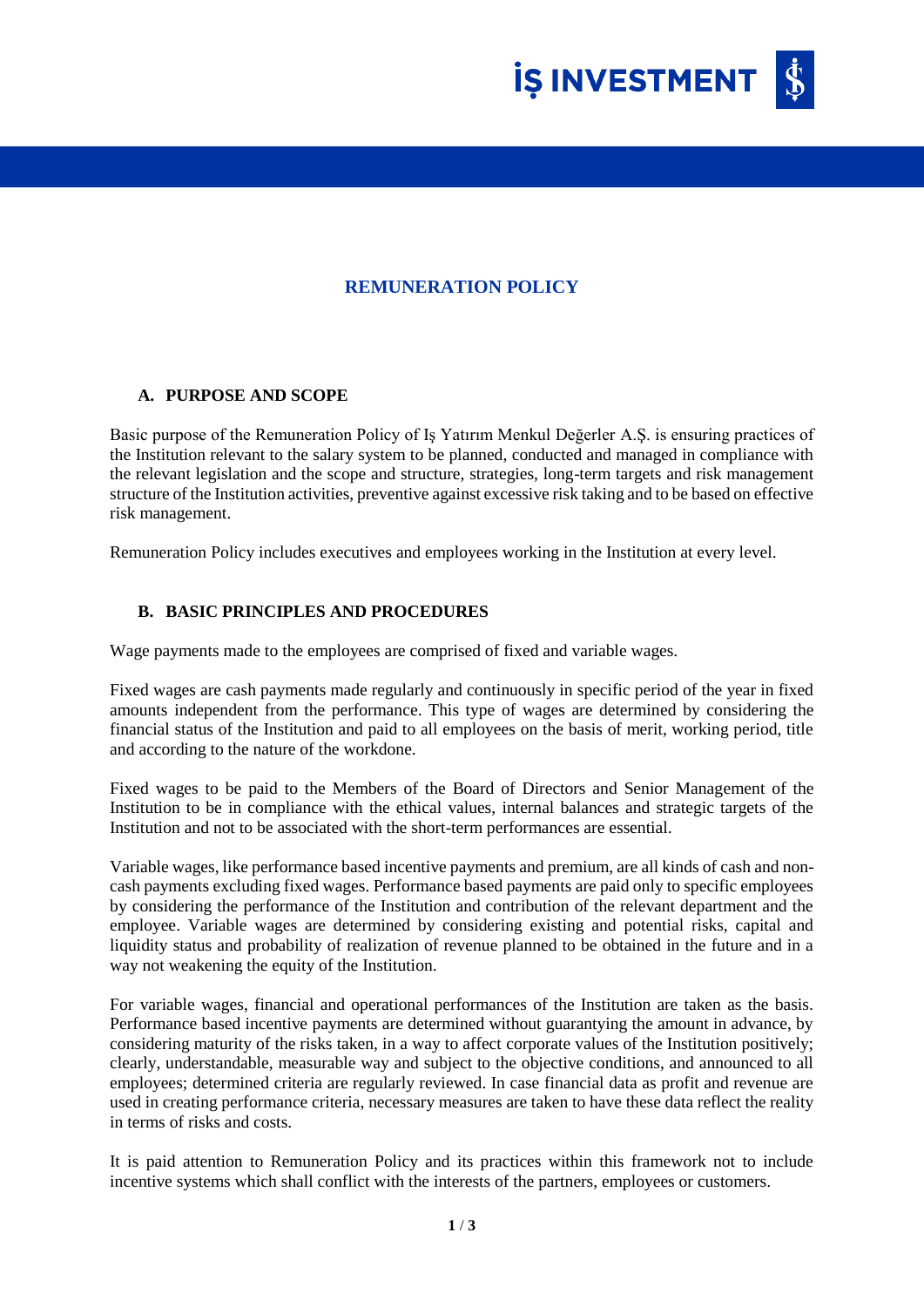# REMUNERATION POLICY

## A. PURPOSE AND SCOPE

Basic purpose of the Remuneration Policy of Iş Yatırım Menkul Değerler A.Ş. is ensuring practices of the Institution relevant to the salary system to be planned, conducted and managed in compliance with the relevant legislation and the scope and structure, strategies, long-term targets and risk management structure of the Institution activities, preventive against excessive risk taking and to be based on effective risk management.

Remuneration Policy includes executives and employees working in the Institution at every level.

## B. BASIC PRINCIPLES AND PROCEDURES

Wage payments made to the employees are comprised of fixed and variable wages.

Fixed wages are cash payments made regularly and continuously in specific period of the year in fixed amounts independent from the performance. This type of wages are determined by considering the financial status of the Institution and paid to all employees on the basis of merit, working period, title and according to the nature of the workdone.

Fixed wages to be paid to the Members of the Board of Directors and Senior Management of the Institution to be in compliance with the ethical values, internal balances and strategic targets of the Institution and not to be associated with the short-term performances are essential.

Variable wages, like performance based incentive payments and premium, are all kinds of cash and non-cash payments excluding fixed wages. Performance based payments are paid only to specific employees by considering the performance of the Institution and contribution of the relevant department and the employee. Variable wages are determined by considering existing and potential risks, capital and liquidity status and probability of realization of revenue planned to be obtained in the future and in a way not weakening the equity of the Institution.

For variable wages, financial and operational performances of the Institution are taken as the basis. Performance based incentive payments are determined without guarantying the amount in advance, by considering maturity of the risks taken, in a way to affect corporate values of the Institution positively; clearly, understandable, measurable way and subject to the objective conditions, and announced to all employees; determined criteria are regularly reviewed. In case financial data as profit and revenue are used in creating performance criteria, necessary measures are taken to have these data reflect the reality in terms of risks and costs.

It is paid attention to Remuneration Policy and its practices within this framework not to include incentive systems which shall conflict with the interests of the partners, employees or customers.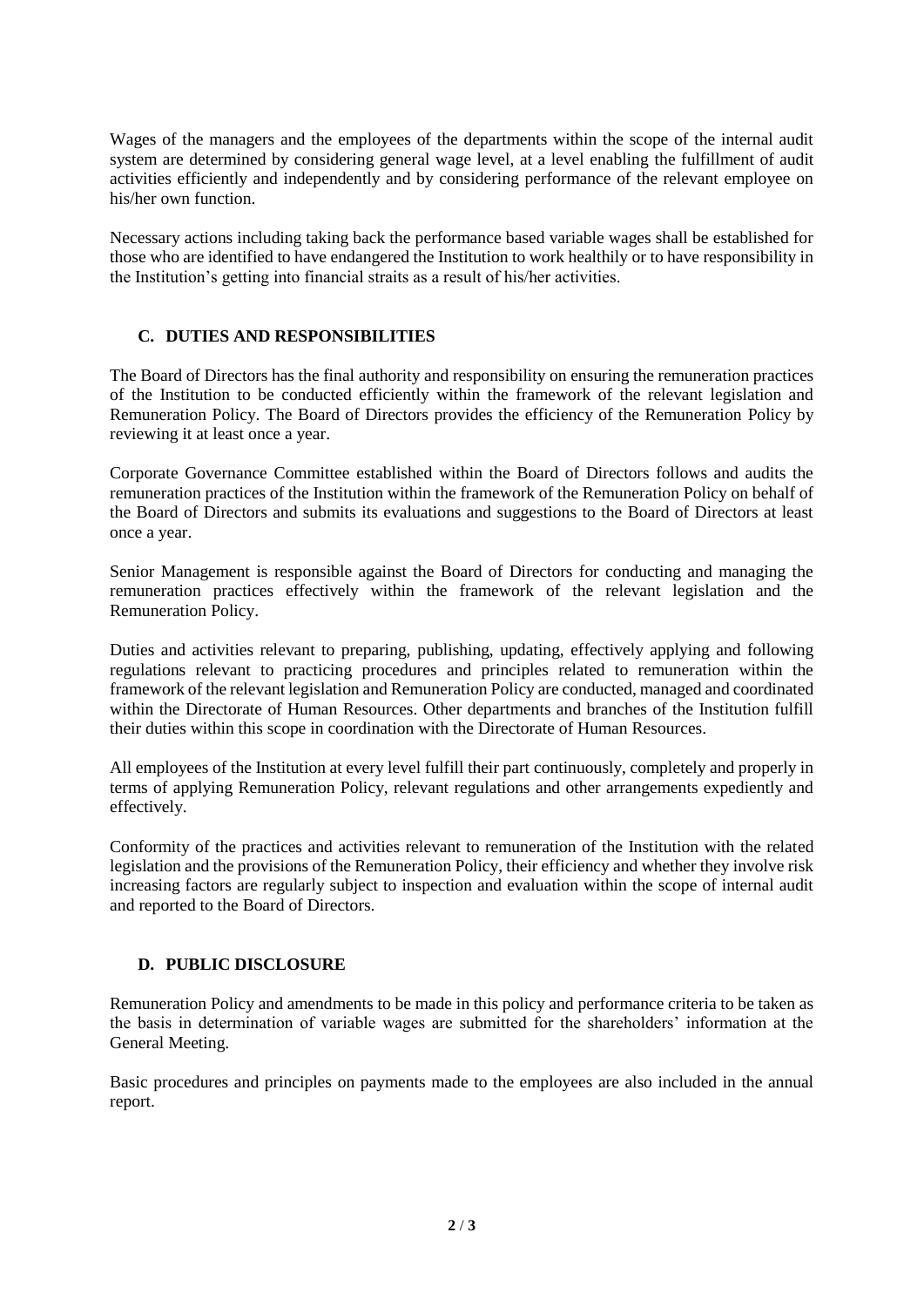Wages of the managers and the employees of the departments within the scope of the internal audit system are determined by considering general wage level, at a level enabling the fulfillment of audit activities efficiently and independently and by considering performance of the relevant employee on his/her own function.

Necessary actions including taking back the performance based variable wages shall be established for those who are identified to have endangered the Institution to work healthily or to have responsibility in the Institution's getting into financial straits as a result of his/her activities.

## C. DUTIES AND RESPONSIBILITIES

The Board of Directors has the final authority and responsibility on ensuring the remuneration practices of the Institution to be conducted efficiently within the framework of the relevant legislation and Remuneration Policy. The Board of Directors provides the efficiency of the Remuneration Policy by reviewing it at least once a year.

Corporate Governance Committee established within the Board of Directors follows and audits the remuneration practices of the Institution within the framework of the Remuneration Policy on behalf of the Board of Directors and submits its evaluations and suggestions to the Board of Directors at least once a year.

Senior Management is responsible against the Board of Directors for conducting and managing the remuneration practices effectively within the framework of the relevant legislation and the Remuneration Policy.

Duties and activities relevant to preparing, publishing, updating, effectively applying and following regulations relevant to practicing procedures and principles related to remuneration within the framework of the relevant legislation and Remuneration Policy are conducted, managed and coordinated within the Directorate of Human Resources. Other departments and branches of the Institution fulfill their duties within this scope in coordination with the Directorate of Human Resources.

All employees of the Institution at every level fulfill their part continuously, completely and properly in terms of applying Remuneration Policy, relevant regulations and other arrangements expediently and effectively.

Conformity of the practices and activities relevant to remuneration of the Institution with the related legislation and the provisions of the Remuneration Policy, their efficiency and whether they involve risk increasing factors are regularly subject to inspection and evaluation within the scope of internal audit and reported to the Board of Directors.

## D. PUBLIC DISCLOSURE

Remuneration Policy and amendments to be made in this policy and performance criteria to be taken as the basis in determination of variable wages are submitted for the shareholders' information at the General Meeting.

Basic procedures and principles on payments made to the employees are also included in the annual report.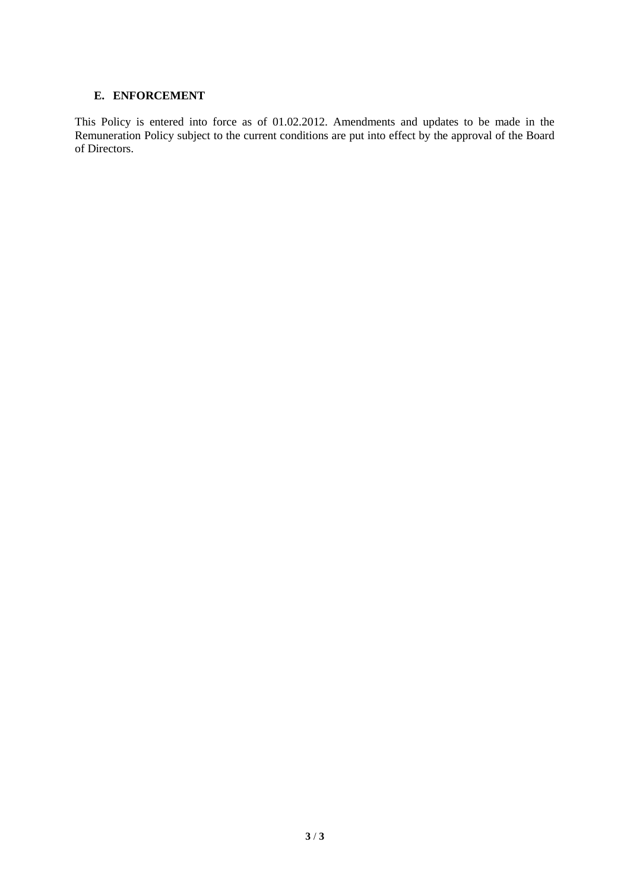## E. ENFORCEMENT

This Policy is entered into force as of 01.02.2012. Amendments and updates to be made in the Remuneration Policy subject to the current conditions are put into effect by the approval of the Board of Directors.